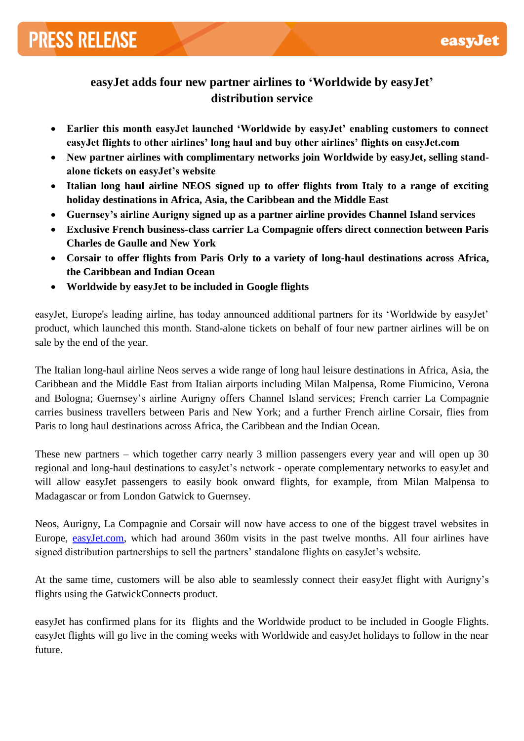# easyJet adds four new partner airlines to 'Worldwide by easyJet' distribution service

- **Earlier this month easyJet launched 'Worldwide by easyJet' enabling customers to connect easyJet flights to other airlines' long haul and buy other airlines' flights on easyJet.com**
- **New partner airlines with complimentary networks join Worldwide by easyJet, selling stand-alone tickets on easyJet's website**
- **Italian long haul airline NEOS signed up to offer flights from Italy to a range of exciting holiday destinations in Africa, Asia, the Caribbean and the Middle East**
- **Guernsey's airline Aurigny signed up as a partner airline provides Channel Island services**
- **Exclusive French business-class carrier La Compagnie offers direct connection between Paris Charles de Gaulle and New York**
- **Corsair to offer flights from Paris Orly to a variety of long-haul destinations across Africa, the Caribbean and Indian Ocean**
- **Worldwide by easyJet to be included in Google flights**

easyJet, Europe's leading airline, has today announced additional partners for its 'Worldwide by easyJet' product, which launched this month. Stand-alone tickets on behalf of four new partner airlines will be on sale by the end of the year.

The Italian long-haul airline Neos serves a wide range of long haul leisure destinations in Africa, Asia, the Caribbean and the Middle East from Italian airports including Milan Malpensa, Rome Fiumicino, Verona and Bologna; Guernsey's airline Aurigny offers Channel Island services; French carrier La Compagnie carries business travellers between Paris and New York; and a further French airline Corsair, flies from Paris to long haul destinations across Africa, the Caribbean and the Indian Ocean.

These new partners – which together carry nearly 3 million passengers every year and will open up 30 regional and long-haul destinations to easyJet's network - operate complementary networks to easyJet and will allow easyJet passengers to easily book onward flights, for example, from Milan Malpensa to Madagascar or from London Gatwick to Guernsey.

Neos, Aurigny, La Compagnie and Corsair will now have access to one of the biggest travel websites in Europe, easyJet.com, which had around 360m visits in the past twelve months. All four airlines have signed distribution partnerships to sell the partners' standalone flights on easyJet's website.

At the same time, customers will be also able to seamlessly connect their easyJet flight with Aurigny's flights using the GatwickConnects product.

easyJet has confirmed plans for its flights and the Worldwide product to be included in Google Flights. easyJet flights will go live in the coming weeks with Worldwide and easyJet holidays to follow in the near future.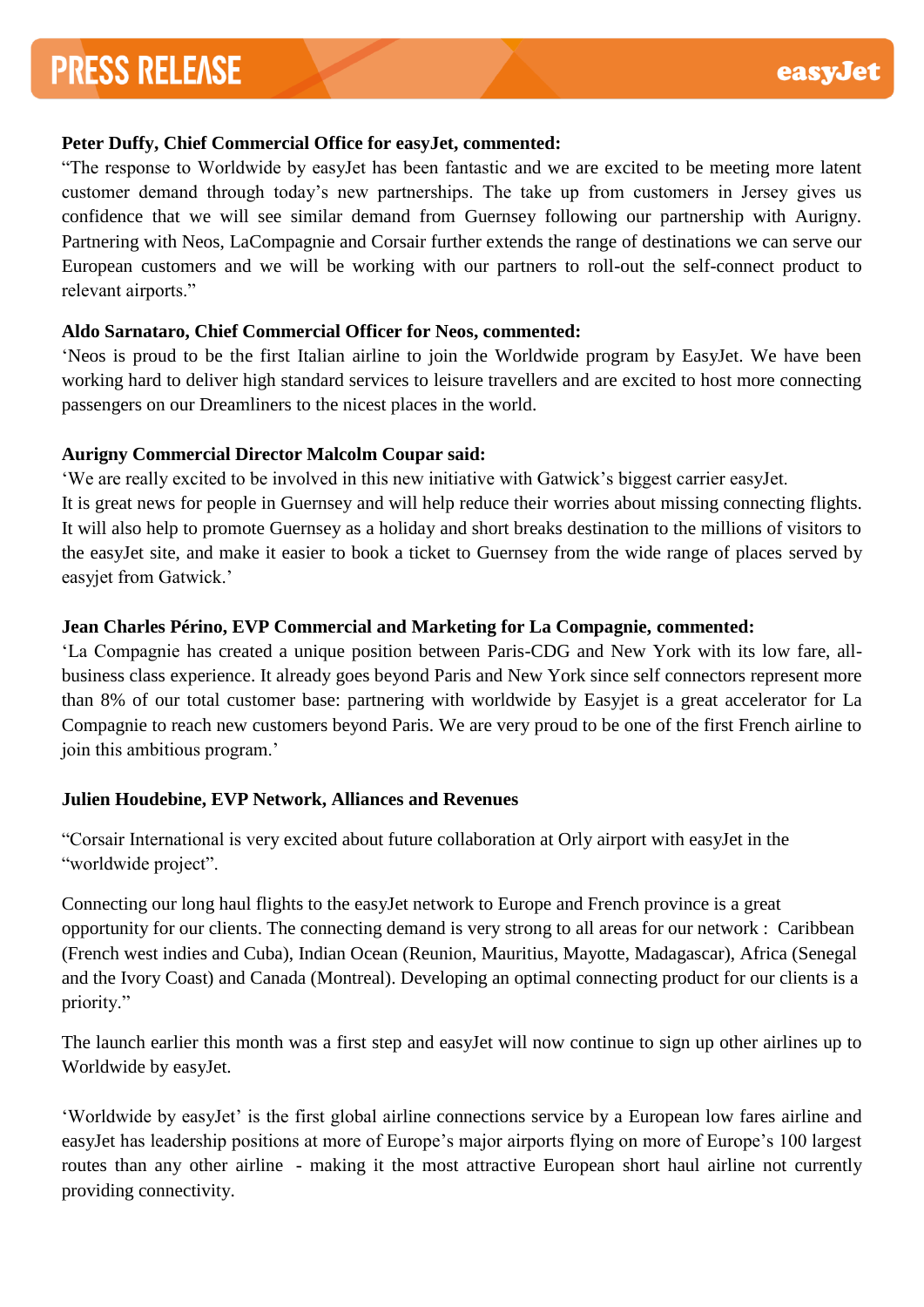**Peter Duffy, Chief Commercial Office for easyJet, commented:**

"The response to Worldwide by easyJet has been fantastic and we are excited to be meeting more latent customer demand through today's new partnerships. The take up from customers in Jersey gives us confidence that we will see similar demand from Guernsey following our partnership with Aurigny. Partnering with Neos, LaCompagnie and Corsair further extends the range of destinations we can serve our European customers and we will be working with our partners to roll-out the self-connect product to relevant airports."

**Aldo Sarnataro, Chief Commercial Officer for Neos, commented:**

'Neos is proud to be the first Italian airline to join the Worldwide program by EasyJet. We have been working hard to deliver high standard services to leisure travellers and are excited to host more connecting passengers on our Dreamliners to the nicest places in the world.

**Aurigny Commercial Director Malcolm Coupar said:**

'We are really excited to be involved in this new initiative with Gatwick's biggest carrier easyJet.
It is great news for people in Guernsey and will help reduce their worries about missing connecting flights. It will also help to promote Guernsey as a holiday and short breaks destination to the millions of visitors to the easyJet site, and make it easier to book a ticket to Guernsey from the wide range of places served by easyjet from Gatwick.'

**Jean Charles Périno, EVP Commercial and Marketing for La Compagnie, commented:**

'La Compagnie has created a unique position between Paris-CDG and New York with its low fare, all-business class experience. It already goes beyond Paris and New York since self connectors represent more than 8% of our total customer base: partnering with worldwide by Easyjet is a great accelerator for La Compagnie to reach new customers beyond Paris. We are very proud to be one of the first French airline to join this ambitious program.'

**Julien Houdebine, EVP Network, Alliances and Revenues**

"Corsair International is very excited about future collaboration at Orly airport with easyJet in the "worldwide project".

Connecting our long haul flights to the easyJet network to Europe and French province is a great opportunity for our clients. The connecting demand is very strong to all areas for our network : Caribbean (French west indies and Cuba), Indian Ocean (Reunion, Mauritius, Mayotte, Madagascar), Africa (Senegal and the Ivory Coast) and Canada (Montreal). Developing an optimal connecting product for our clients is a priority."

The launch earlier this month was a first step and easyJet will now continue to sign up other airlines up to Worldwide by easyJet.

'Worldwide by easyJet' is the first global airline connections service by a European low fares airline and easyJet has leadership positions at more of Europe's major airports flying on more of Europe's 100 largest routes than any other airline - making it the most attractive European short haul airline not currently providing connectivity.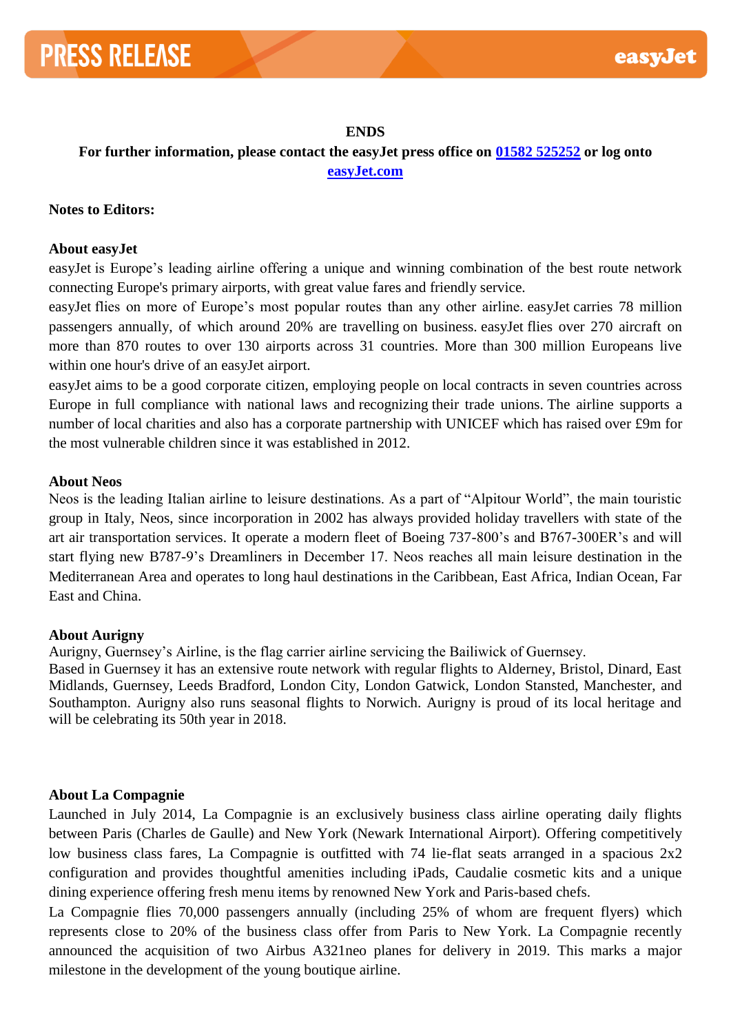**ENDS**

**For further information, please contact the easyJet press office on [01582 525252](tel:01582525252) or log onto [easyJet.com](http://easyJet.com)**

**Notes to Editors:**

**About easyJet**

easyJet is Europe's leading airline offering a unique and winning combination of the best route network connecting Europe's primary airports, with great value fares and friendly service.

easyJet flies on more of Europe's most popular routes than any other airline. easyJet carries 78 million passengers annually, of which around 20% are travelling on business. easyJet flies over 270 aircraft on more than 870 routes to over 130 airports across 31 countries. More than 300 million Europeans live within one hour's drive of an easyJet airport.

easyJet aims to be a good corporate citizen, employing people on local contracts in seven countries across Europe in full compliance with national laws and recognizing their trade unions. The airline supports a number of local charities and also has a corporate partnership with UNICEF which has raised over £9m for the most vulnerable children since it was established in 2012.

**About Neos**

Neos is the leading Italian airline to leisure destinations. As a part of "Alpitour World", the main touristic group in Italy, Neos, since incorporation in 2002 has always provided holiday travellers with state of the art air transportation services. It operate a modern fleet of Boeing 737-800's and B767-300ER's and will start flying new B787-9's Dreamliners in December 17. Neos reaches all main leisure destination in the Mediterranean Area and operates to long haul destinations in the Caribbean, East Africa, Indian Ocean, Far East and China.

**About Aurigny**

Aurigny, Guernsey's Airline, is the flag carrier airline servicing the Bailiwick of Guernsey.

Based in Guernsey it has an extensive route network with regular flights to Alderney, Bristol, Dinard, East Midlands, Guernsey, Leeds Bradford, London City, London Gatwick, London Stansted, Manchester, and Southampton. Aurigny also runs seasonal flights to Norwich. Aurigny is proud of its local heritage and will be celebrating its 50th year in 2018.

**About La Compagnie**

Launched in July 2014, La Compagnie is an exclusively business class airline operating daily flights between Paris (Charles de Gaulle) and New York (Newark International Airport). Offering competitively low business class fares, La Compagnie is outfitted with 74 lie-flat seats arranged in a spacious 2x2 configuration and provides thoughtful amenities including iPads, Caudalie cosmetic kits and a unique dining experience offering fresh menu items by renowned New York and Paris-based chefs.

La Compagnie flies 70,000 passengers annually (including 25% of whom are frequent flyers) which represents close to 20% of the business class offer from Paris to New York. La Compagnie recently announced the acquisition of two Airbus A321neo planes for delivery in 2019. This marks a major milestone in the development of the young boutique airline.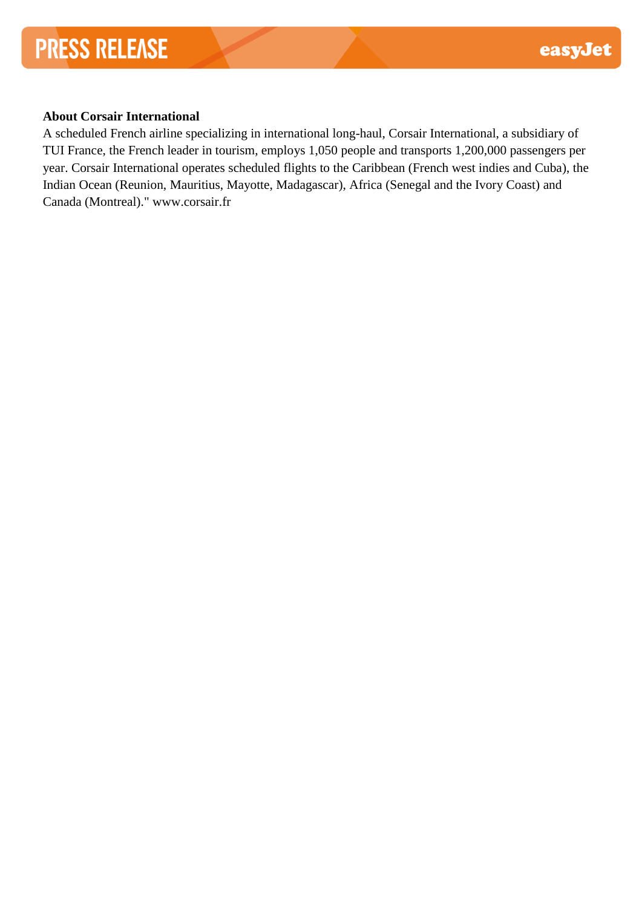**About Corsair International**

A scheduled French airline specializing in international long-haul, Corsair International, a subsidiary of TUI France, the French leader in tourism, employs 1,050 people and transports 1,200,000 passengers per year. Corsair International operates scheduled flights to the Caribbean (French west indies and Cuba), the Indian Ocean (Reunion, Mauritius, Mayotte, Madagascar), Africa (Senegal and the Ivory Coast) and Canada (Montreal)." www.corsair.fr